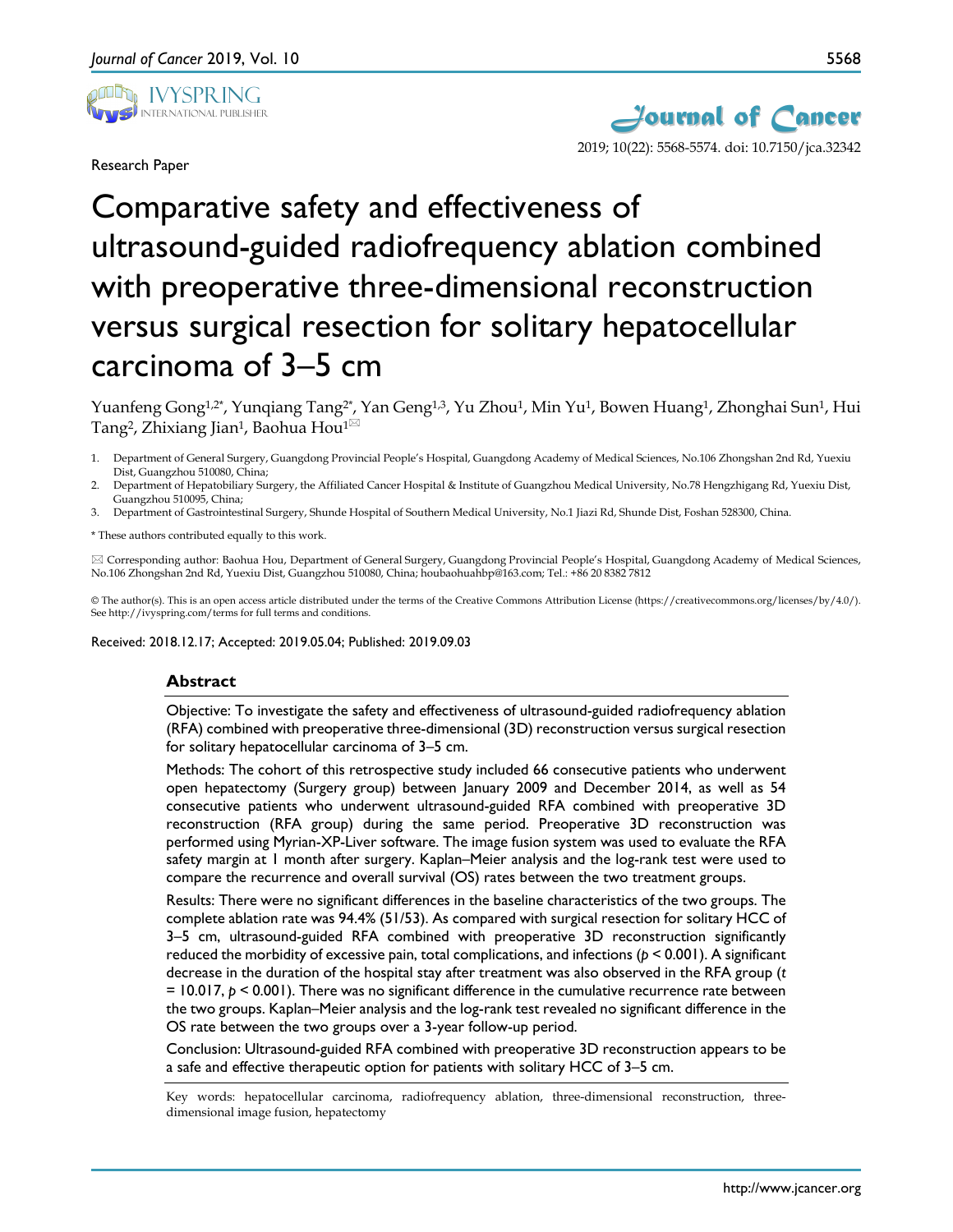Research Paper

# Comparative safety and effectiveness of ultrasound-guided radiofrequency ablation combined with preoperative three-dimensional reconstruction versus surgical resection for solitary hepatocellular carcinoma of 3–5 cm

Yuanfeng Gong[1,2*], Yunqiang Tang[2*], Yan Geng[1,3], Yu Zhou[1], Min Yu[1], Bowen Huang[1], Zhonghai Sun[1], Hui Tang[2], Zhixiang Jian[1], Baohua Hou[1]✉

1. Department of General Surgery, Guangdong Provincial People's Hospital, Guangdong Academy of Medical Sciences, No.106 Zhongshan 2nd Rd, Yuexiu Dist, Guangzhou 510080, China;
2. Department of Hepatobiliary Surgery, the Affiliated Cancer Hospital & Institute of Guangzhou Medical University, No.78 Hengzhigang Rd, Yuexiu Dist, Guangzhou 510095, China;
3. Department of Gastrointestinal Surgery, Shunde Hospital of Southern Medical University, No.1 Jiazi Rd, Shunde Dist, Foshan 528300, China.

\* These authors contributed equally to this work.

✉ Corresponding author: Baohua Hou, Department of General Surgery, Guangdong Provincial People's Hospital, Guangdong Academy of Medical Sciences, No.106 Zhongshan 2nd Rd, Yuexiu Dist, Guangzhou 510080, China; houbaohuahbp@163.com; Tel.: +86 20 8382 7812

© The author(s). This is an open access article distributed under the terms of the Creative Commons Attribution License (https://creativecommons.org/licenses/by/4.0/). See http://ivyspring.com/terms for full terms and conditions.

Received: 2018.12.17; Accepted: 2019.05.04; Published: 2019.09.03

## Abstract

Objective: To investigate the safety and effectiveness of ultrasound-guided radiofrequency ablation (RFA) combined with preoperative three-dimensional (3D) reconstruction versus surgical resection for solitary hepatocellular carcinoma of 3–5 cm.

Methods: The cohort of this retrospective study included 66 consecutive patients who underwent open hepatectomy (Surgery group) between January 2009 and December 2014, as well as 54 consecutive patients who underwent ultrasound-guided RFA combined with preoperative 3D reconstruction (RFA group) during the same period. Preoperative 3D reconstruction was performed using Myrian-XP-Liver software. The image fusion system was used to evaluate the RFA safety margin at 1 month after surgery. Kaplan–Meier analysis and the log-rank test were used to compare the recurrence and overall survival (OS) rates between the two treatment groups.

Results: There were no significant differences in the baseline characteristics of the two groups. The complete ablation rate was 94.4% (51/53). As compared with surgical resection for solitary HCC of 3–5 cm, ultrasound-guided RFA combined with preoperative 3D reconstruction significantly reduced the morbidity of excessive pain, total complications, and infections ($p < 0.001$). A significant decrease in the duration of the hospital stay after treatment was also observed in the RFA group ($t = 10.017$, $p < 0.001$). There was no significant difference in the cumulative recurrence rate between the two groups. Kaplan–Meier analysis and the log-rank test revealed no significant difference in the OS rate between the two groups over a 3-year follow-up period.

Conclusion: Ultrasound-guided RFA combined with preoperative 3D reconstruction appears to be a safe and effective therapeutic option for patients with solitary HCC of 3–5 cm.

Key words: hepatocellular carcinoma, radiofrequency ablation, three-dimensional reconstruction, three-dimensional image fusion, hepatectomy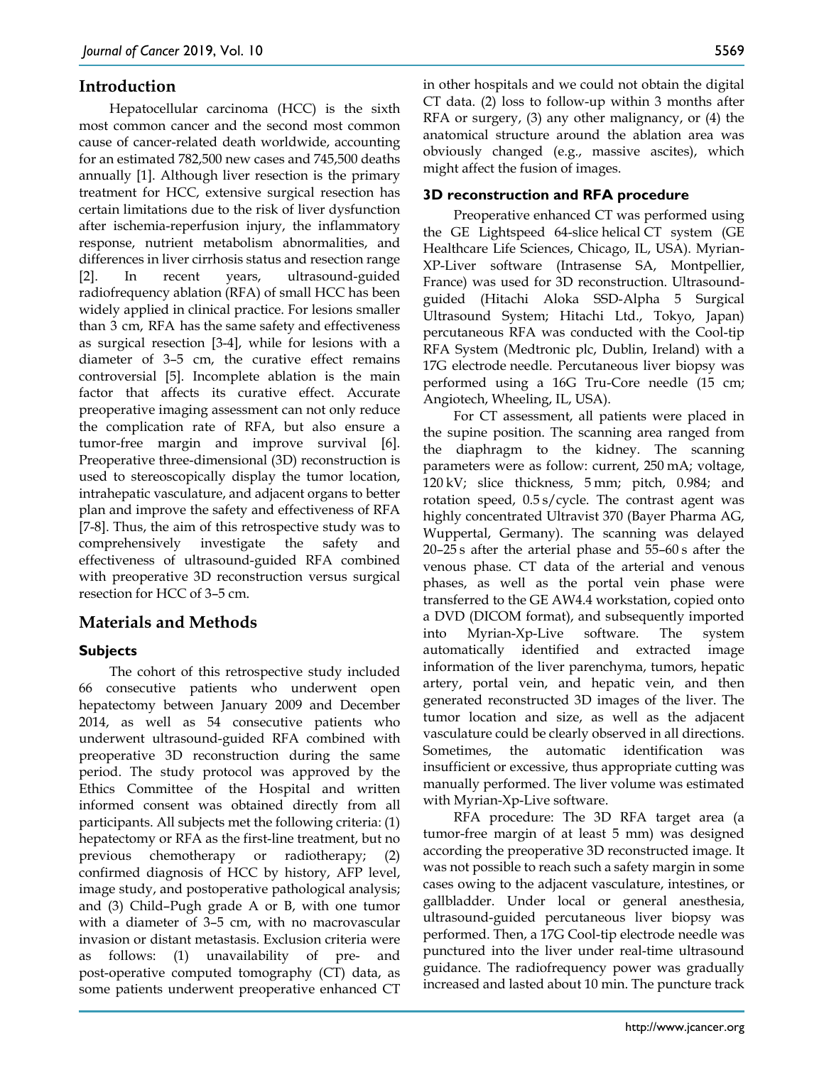## Introduction

Hepatocellular carcinoma (HCC) is the sixth most common cancer and the second most common cause of cancer-related death worldwide, accounting for an estimated 782,500 new cases and 745,500 deaths annually [1]. Although liver resection is the primary treatment for HCC, extensive surgical resection has certain limitations due to the risk of liver dysfunction after ischemia-reperfusion injury, the inflammatory response, nutrient metabolism abnormalities, and differences in liver cirrhosis status and resection range [2]. In recent years, ultrasound-guided radiofrequency ablation (RFA) of small HCC has been widely applied in clinical practice. For lesions smaller than 3 cm, RFA has the same safety and effectiveness as surgical resection [3-4], while for lesions with a diameter of 3–5 cm, the curative effect remains controversial [5]. Incomplete ablation is the main factor that affects its curative effect. Accurate preoperative imaging assessment can not only reduce the complication rate of RFA, but also ensure a tumor-free margin and improve survival [6]. Preoperative three-dimensional (3D) reconstruction is used to stereoscopically display the tumor location, intrahepatic vasculature, and adjacent organs to better plan and improve the safety and effectiveness of RFA [7-8]. Thus, the aim of this retrospective study was to comprehensively investigate the safety and effectiveness of ultrasound-guided RFA combined with preoperative 3D reconstruction versus surgical resection for HCC of 3–5 cm.

## Materials and Methods

### Subjects

The cohort of this retrospective study included 66 consecutive patients who underwent open hepatectomy between January 2009 and December 2014, as well as 54 consecutive patients who underwent ultrasound-guided RFA combined with preoperative 3D reconstruction during the same period. The study protocol was approved by the Ethics Committee of the Hospital and written informed consent was obtained directly from all participants. All subjects met the following criteria: (1) hepatectomy or RFA as the first-line treatment, but no previous chemotherapy or radiotherapy; (2) confirmed diagnosis of HCC by history, AFP level, image study, and postoperative pathological analysis; and (3) Child–Pugh grade A or B, with one tumor with a diameter of 3–5 cm, with no macrovascular invasion or distant metastasis. Exclusion criteria were as follows: (1) unavailability of pre- and post-operative computed tomography (CT) data, as some patients underwent preoperative enhanced CT in other hospitals and we could not obtain the digital CT data. (2) loss to follow-up within 3 months after RFA or surgery, (3) any other malignancy, or (4) the anatomical structure around the ablation area was obviously changed (e.g., massive ascites), which might affect the fusion of images.

### 3D reconstruction and RFA procedure

Preoperative enhanced CT was performed using the GE Lightspeed 64-slice helical CT system (GE Healthcare Life Sciences, Chicago, IL, USA). Myrian-XP-Liver software (Intrasense SA, Montpellier, France) was used for 3D reconstruction. Ultrasound-guided (Hitachi Aloka SSD-Alpha 5 Surgical Ultrasound System; Hitachi Ltd., Tokyo, Japan) percutaneous RFA was conducted with the Cool-tip RFA System (Medtronic plc, Dublin, Ireland) with a 17G electrode needle. Percutaneous liver biopsy was performed using a 16G Tru-Core needle (15 cm; Angiotech, Wheeling, IL, USA).

For CT assessment, all patients were placed in the supine position. The scanning area ranged from the diaphragm to the kidney. The scanning parameters were as follow: current, 250 mA; voltage, 120 kV; slice thickness, 5 mm; pitch, 0.984; and rotation speed, 0.5 s/cycle. The contrast agent was highly concentrated Ultravist 370 (Bayer Pharma AG, Wuppertal, Germany). The scanning was delayed 20–25 s after the arterial phase and 55–60 s after the venous phase. CT data of the arterial and venous phases, as well as the portal vein phase were transferred to the GE AW4.4 workstation, copied onto a DVD (DICOM format), and subsequently imported into Myrian-Xp-Live software. The system automatically identified and extracted image information of the liver parenchyma, tumors, hepatic artery, portal vein, and hepatic vein, and then generated reconstructed 3D images of the liver. The tumor location and size, as well as the adjacent vasculature could be clearly observed in all directions. Sometimes, the automatic identification was insufficient or excessive, thus appropriate cutting was manually performed. The liver volume was estimated with Myrian-Xp-Live software.

RFA procedure: The 3D RFA target area (a tumor-free margin of at least 5 mm) was designed according the preoperative 3D reconstructed image. It was not possible to reach such a safety margin in some cases owing to the adjacent vasculature, intestines, or gallbladder. Under local or general anesthesia, ultrasound-guided percutaneous liver biopsy was performed. Then, a 17G Cool-tip electrode needle was punctured into the liver under real-time ultrasound guidance. The radiofrequency power was gradually increased and lasted about 10 min. The puncture track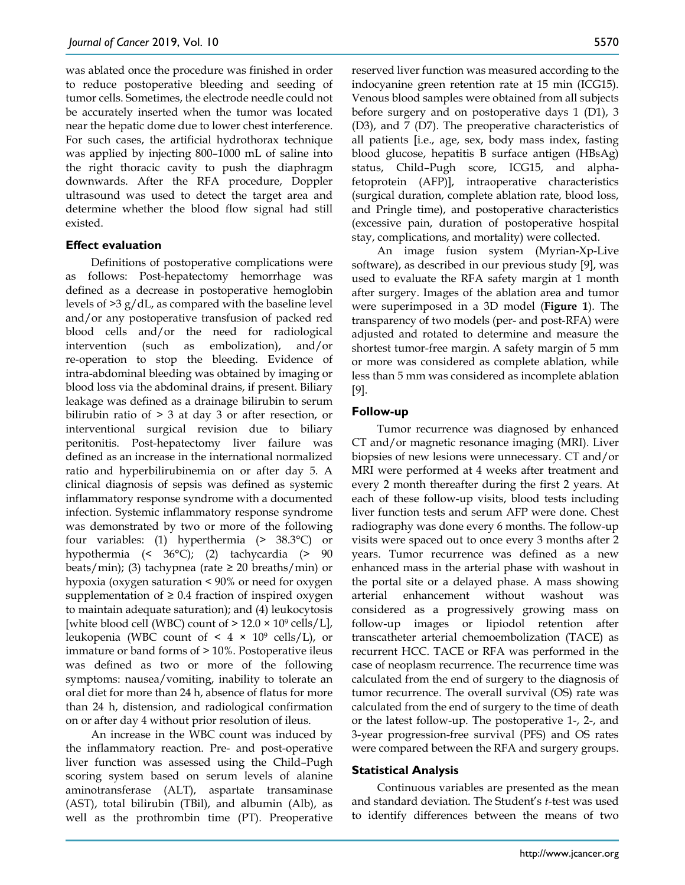was ablated once the procedure was finished in order to reduce postoperative bleeding and seeding of tumor cells. Sometimes, the electrode needle could not be accurately inserted when the tumor was located near the hepatic dome due to lower chest interference. For such cases, the artificial hydrothorax technique was applied by injecting 800–1000 mL of saline into the right thoracic cavity to push the diaphragm downwards. After the RFA procedure, Doppler ultrasound was used to detect the target area and determine whether the blood flow signal had still existed.

### Effect evaluation

Definitions of postoperative complications were as follows: Post-hepatectomy hemorrhage was defined as a decrease in postoperative hemoglobin levels of >3 g/dL, as compared with the baseline level and/or any postoperative transfusion of packed red blood cells and/or the need for radiological intervention (such as embolization), and/or re-operation to stop the bleeding. Evidence of intra-abdominal bleeding was obtained by imaging or blood loss via the abdominal drains, if present. Biliary leakage was defined as a drainage bilirubin to serum bilirubin ratio of > 3 at day 3 or after resection, or interventional surgical revision due to biliary peritonitis. Post-hepatectomy liver failure was defined as an increase in the international normalized ratio and hyperbilirubinemia on or after day 5. A clinical diagnosis of sepsis was defined as systemic inflammatory response syndrome with a documented infection. Systemic inflammatory response syndrome was demonstrated by two or more of the following four variables: (1) hyperthermia (> 38.3°C) or hypothermia (< 36°C); (2) tachycardia (> 90 beats/min); (3) tachypnea (rate ≥ 20 breaths/min) or hypoxia (oxygen saturation < 90% or need for oxygen supplementation of ≥ 0.4 fraction of inspired oxygen to maintain adequate saturation); and (4) leukocytosis [white blood cell (WBC) count of > $12.0 \times 10^9$ cells/L], leukopenia (WBC count of < $4 \times 10^9$ cells/L), or immature or band forms of > 10%. Postoperative ileus was defined as two or more of the following symptoms: nausea/vomiting, inability to tolerate an oral diet for more than 24 h, absence of flatus for more than 24 h, distension, and radiological confirmation on or after day 4 without prior resolution of ileus.

An increase in the WBC count was induced by the inflammatory reaction. Pre- and post-operative liver function was assessed using the Child–Pugh scoring system based on serum levels of alanine aminotransferase (ALT), aspartate transaminase (AST), total bilirubin (TBil), and albumin (Alb), as well as the prothrombin time (PT). Preoperative reserved liver function was measured according to the indocyanine green retention rate at 15 min (ICG15). Venous blood samples were obtained from all subjects before surgery and on postoperative days 1 (D1), 3 (D3), and 7 (D7). The preoperative characteristics of all patients [i.e., age, sex, body mass index, fasting blood glucose, hepatitis B surface antigen (HBsAg) status, Child–Pugh score, ICG15, and alpha-fetoprotein (AFP)], intraoperative characteristics (surgical duration, complete ablation rate, blood loss, and Pringle time), and postoperative characteristics (excessive pain, duration of postoperative hospital stay, complications, and mortality) were collected.

An image fusion system (Myrian-Xp-Live software), as described in our previous study [9], was used to evaluate the RFA safety margin at 1 month after surgery. Images of the ablation area and tumor were superimposed in a 3D model (**Figure 1**). The transparency of two models (per- and post-RFA) were adjusted and rotated to determine and measure the shortest tumor-free margin. A safety margin of 5 mm or more was considered as complete ablation, while less than 5 mm was considered as incomplete ablation [9].

### Follow-up

Tumor recurrence was diagnosed by enhanced CT and/or magnetic resonance imaging (MRI). Liver biopsies of new lesions were unnecessary. CT and/or MRI were performed at 4 weeks after treatment and every 2 month thereafter during the first 2 years. At each of these follow-up visits, blood tests including liver function tests and serum AFP were done. Chest radiography was done every 6 months. The follow-up visits were spaced out to once every 3 months after 2 years. Tumor recurrence was defined as a new enhanced mass in the arterial phase with washout in the portal site or a delayed phase. A mass showing arterial enhancement without washout was considered as a progressively growing mass on follow-up images or lipiodol retention after transcatheter arterial chemoembolization (TACE) as recurrent HCC. TACE or RFA was performed in the case of neoplasm recurrence. The recurrence time was calculated from the end of surgery to the diagnosis of tumor recurrence. The overall survival (OS) rate was calculated from the end of surgery to the time of death or the latest follow-up. The postoperative 1-, 2-, and 3-year progression-free survival (PFS) and OS rates were compared between the RFA and surgery groups.

### Statistical Analysis

Continuous variables are presented as the mean and standard deviation. The Student's *t*-test was used to identify differences between the means of two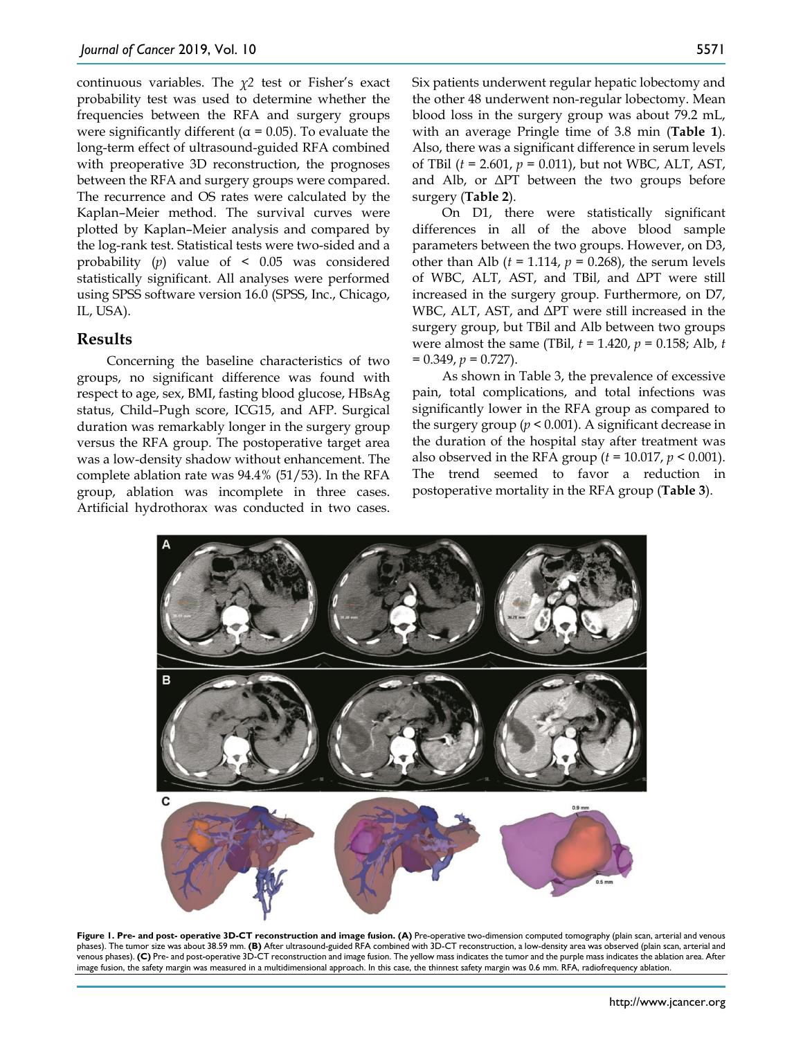continuous variables. The $\chi2$ test or Fisher's exact probability test was used to determine whether the frequencies between the RFA and surgery groups were significantly different ($\alpha = 0.05$). To evaluate the long-term effect of ultrasound-guided RFA combined with preoperative 3D reconstruction, the prognoses between the RFA and surgery groups were compared. The recurrence and OS rates were calculated by the Kaplan–Meier method. The survival curves were plotted by Kaplan–Meier analysis and compared by the log-rank test. Statistical tests were two-sided and a probability ($p$) value of $< 0.05$ was considered statistically significant. All analyses were performed using SPSS software version 16.0 (SPSS, Inc., Chicago, IL, USA).

## Results

Concerning the baseline characteristics of two groups, no significant difference was found with respect to age, sex, BMI, fasting blood glucose, HBsAg status, Child–Pugh score, ICG15, and AFP. Surgical duration was remarkably longer in the surgery group versus the RFA group. The postoperative target area was a low-density shadow without enhancement. The complete ablation rate was 94.4% (51/53). In the RFA group, ablation was incomplete in three cases. Artificial hydrothorax was conducted in two cases. Six patients underwent regular hepatic lobectomy and the other 48 underwent non-regular lobectomy. Mean blood loss in the surgery group was about 79.2 mL, with an average Pringle time of 3.8 min (**Table 1**). Also, there was a significant difference in serum levels of TBil ($t = 2.601$, $p = 0.011$), but not WBC, ALT, AST, and Alb, or ΔPT between the two groups before surgery (**Table 2**).

On D1, there were statistically significant differences in all of the above blood sample parameters between the two groups. However, on D3, other than Alb ($t = 1.114$, $p = 0.268$), the serum levels of WBC, ALT, AST, and TBil, and ΔPT were still increased in the surgery group. Furthermore, on D7, WBC, ALT, AST, and ΔPT were still increased in the surgery group, but TBil and Alb between two groups were almost the same (TBil, $t = 1.420$, $p = 0.158$; Alb, $t = 0.349$, $p = 0.727$).

As shown in Table 3, the prevalence of excessive pain, total complications, and total infections was significantly lower in the RFA group as compared to the surgery group ($p < 0.001$). A significant decrease in the duration of the hospital stay after treatment was also observed in the RFA group ($t = 10.017$, $p < 0.001$). The trend seemed to favor a reduction in postoperative mortality in the RFA group (**Table 3**).

**Figure 1. Pre- and post- operative 3D-CT reconstruction and image fusion. (A)** Pre-operative two-dimension computed tomography (plain scan, arterial and venous phases). The tumor size was about 38.59 mm. **(B)** After ultrasound-guided RFA combined with 3D-CT reconstruction, a low-density area was observed (plain scan, arterial and venous phases). **(C)** Pre- and post-operative 3D-CT reconstruction and image fusion. The yellow mass indicates the tumor and the purple mass indicates the ablation area. After image fusion, the safety margin was measured in a multidimensional approach. In this case, the thinnest safety margin was 0.6 mm. RFA, radiofrequency ablation.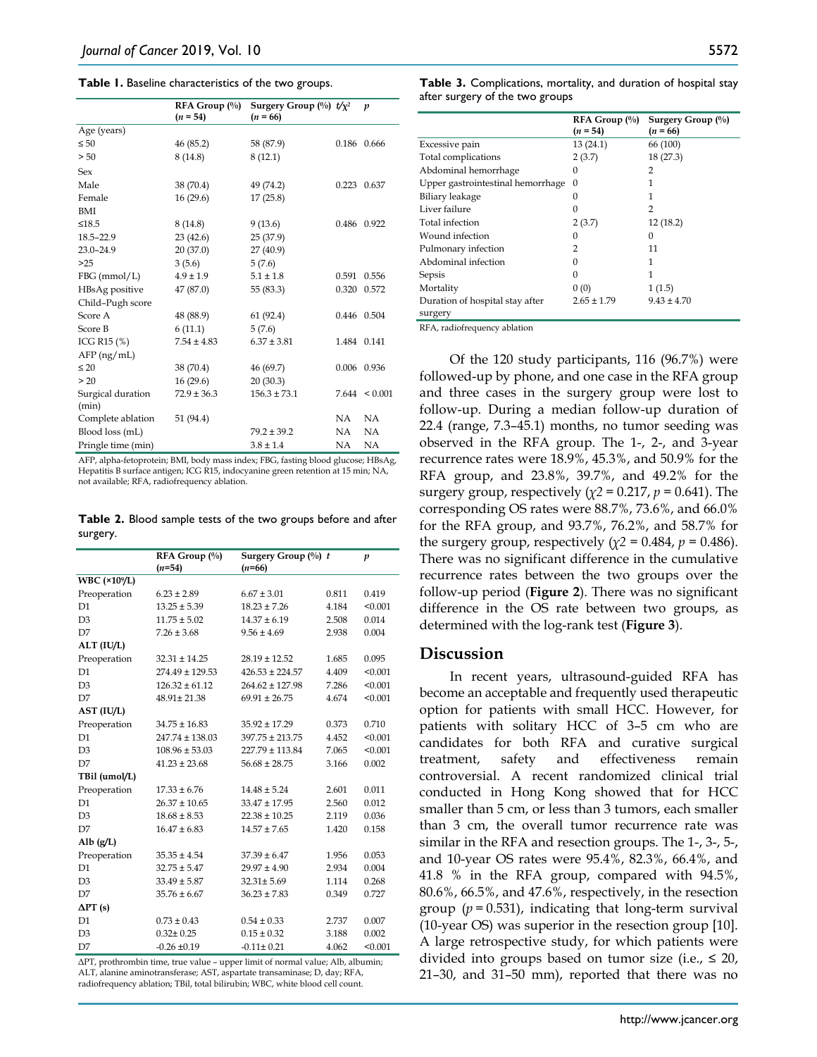**Table 1.** Baseline characteristics of the two groups.

| | RFA Group (%) (*n* = 54) | Surgery Group (%) (*n* = 66) | $t/\chi^2$ | *p* |
|---|---|---|---|---|
| Age (years) | | | | |
| ≤ 50 | 46 (85.2) | 58 (87.9) | 0.186 | 0.666 |
| > 50 | 8 (14.8) | 8 (12.1) | | |
| Sex | | | | |
| Male | 38 (70.4) | 49 (74.2) | 0.223 | 0.637 |
| Female | 16 (29.6) | 17 (25.8) | | |
| BMI | | | | |
| ≤18.5 | 8 (14.8) | 9 (13.6) | 0.486 | 0.922 |
| 18.5–22.9 | 23 (42.6) | 25 (37.9) | | |
| 23.0–24.9 | 20 (37.0) | 27 (40.9) | | |
| >25 | 3 (5.6) | 5 (7.6) | | |
| FBG (mmol/L) | 4.9 ± 1.9 | 5.1 ± 1.8 | 0.591 | 0.556 |
| HBsAg positive | 47 (87.0) | 55 (83.3) | 0.320 | 0.572 |
| Child–Pugh score | | | | |
| Score A | 48 (88.9) | 61 (92.4) | 0.446 | 0.504 |
| Score B | 6 (11.1) | 5 (7.6) | | |
| ICG R15 (%) | 7.54 ± 4.83 | 6.37 ± 3.81 | 1.484 | 0.141 |
| AFP (ng/mL) | | | | |
| ≤ 20 | 38 (70.4) | 46 (69.7) | 0.006 | 0.936 |
| > 20 | 16 (29.6) | 20 (30.3) | | |
| Surgical duration (min) | 72.9 ± 36.3 | 156.3 ± 73.1 | 7.644 | < 0.001 |
| Complete ablation | 51 (94.4) | | NA | NA |
| Blood loss (mL) | | 79.2 ± 39.2 | NA | NA |
| Pringle time (min) | | 3.8 ± 1.4 | NA | NA |

AFP, alpha-fetoprotein; BMI, body mass index; FBG, fasting blood glucose; HBsAg, Hepatitis B surface antigen; ICG R15, indocyanine green retention at 15 min; NA, not available; RFA, radiofrequency ablation.

**Table 2.** Blood sample tests of the two groups before and after surgery.

| | RFA Group (%) (*n*=54) | Surgery Group (%) (*n*=66) | *t* | *p* |
|---|---|---|---|---|
| **WBC (×10⁹/L)** | | | | |
| Preoperation | 6.23 ± 2.89 | 6.67 ± 3.01 | 0.811 | 0.419 |
| D1 | 13.25 ± 5.39 | 18.23 ± 7.26 | 4.184 | <0.001 |
| D3 | 11.75 ± 5.02 | 14.37 ± 6.19 | 2.508 | 0.014 |
| D7 | 7.26 ± 3.68 | 9.56 ± 4.69 | 2.938 | 0.004 |
| **ALT (IU/L)** | | | | |
| Preoperation | 32.31 ± 14.25 | 28.19 ± 12.52 | 1.685 | 0.095 |
| D1 | 274.49 ± 129.53 | 426.53 ± 224.57 | 4.409 | <0.001 |
| D3 | 126.32 ± 61.12 | 264.62 ± 127.98 | 7.286 | <0.001 |
| D7 | 48.91± 21.38 | 69.91 ± 26.75 | 4.674 | <0.001 |
| **AST (IU/L)** | | | | |
| Preoperation | 34.75 ± 16.83 | 35.92 ± 17.29 | 0.373 | 0.710 |
| D1 | 247.74 ± 138.03 | 397.75 ± 213.75 | 4.452 | <0.001 |
| D3 | 108.96 ± 53.03 | 227.79 ± 113.84 | 7.065 | <0.001 |
| D7 | 41.23 ± 23.68 | 56.68 ± 28.75 | 3.166 | 0.002 |
| **TBil (umol/L)** | | | | |
| Preoperation | 17.33 ± 6.76 | 14.48 ± 5.24 | 2.601 | 0.011 |
| D1 | 26.37 ± 10.65 | 33.47 ± 17.95 | 2.560 | 0.012 |
| D3 | 18.68 ± 8.53 | 22.38 ± 10.25 | 2.119 | 0.036 |
| D7 | 16.47 ± 6.83 | 14.57 ± 7.65 | 1.420 | 0.158 |
| **Alb (g/L)** | | | | |
| Preoperation | 35.35 ± 4.54 | 37.39 ± 6.47 | 1.956 | 0.053 |
| D1 | 32.75 ± 5.47 | 29.97 ± 4.90 | 2.934 | 0.004 |
| D3 | 33.49 ± 5.87 | 32.31± 5.69 | 1.114 | 0.268 |
| D7 | 35.76 ± 6.67 | 36.23 ± 7.83 | 0.349 | 0.727 |
| **ΔPT (s)** | | | | |
| D1 | 0.73 ± 0.43 | 0.54 ± 0.33 | 2.737 | 0.007 |
| D3 | 0.32± 0.25 | 0.15 ± 0.32 | 3.188 | 0.002 |
| D7 | -0.26 ±0.19 | -0.11± 0.21 | 4.062 | <0.001 |

ΔPT, prothrombin time, true value – upper limit of normal value; Alb, albumin; ALT, alanine aminotransferase; AST, aspartate transaminase; D, day; RFA, radiofrequency ablation; TBil, total bilirubin; WBC, white blood cell count.

**Table 3.** Complications, mortality, and duration of hospital stay after surgery of the two groups

| | RFA Group (%) (*n* = 54) | Surgery Group (%) (*n* = 66) |
|---|---|---|
| Excessive pain | 13 (24.1) | 66 (100) |
| Total complications | 2 (3.7) | 18 (27.3) |
| Abdominal hemorrhage | 0 | 2 |
| Upper gastrointestinal hemorrhage | 0 | 1 |
| Biliary leakage | 0 | 1 |
| Liver failure | 0 | 2 |
| Total infection | 2 (3.7) | 12 (18.2) |
| Wound infection | 0 | 0 |
| Pulmonary infection | 2 | 11 |
| Abdominal infection | 0 | 1 |
| Sepsis | 0 | 1 |
| Mortality | 0 (0) | 1 (1.5) |
| Duration of hospital stay after surgery | 2.65 ± 1.79 | 9.43 ± 4.70 |

RFA, radiofrequency ablation

Of the 120 study participants, 116 (96.7%) were followed-up by phone, and one case in the RFA group and three cases in the surgery group were lost to follow-up. During a median follow-up duration of 22.4 (range, 7.3–45.1) months, no tumor seeding was observed in the RFA group. The 1-, 2-, and 3-year recurrence rates were 18.9%, 45.3%, and 50.9% for the RFA group, and 23.8%, 39.7%, and 49.2% for the surgery group, respectively ($\chi^2 = 0.217$, $p = 0.641$). The corresponding OS rates were 88.7%, 73.6%, and 66.0% for the RFA group, and 93.7%, 76.2%, and 58.7% for the surgery group, respectively ($\chi^2 = 0.484$, $p = 0.486$). There was no significant difference in the cumulative recurrence rates between the two groups over the follow-up period (**Figure 2**). There was no significant difference in the OS rate between two groups, as determined with the log-rank test (**Figure 3**).

## Discussion

In recent years, ultrasound-guided RFA has become an acceptable and frequently used therapeutic option for patients with small HCC. However, for patients with solitary HCC of 3–5 cm who are candidates for both RFA and curative surgical treatment, safety and effectiveness remain controversial. A recent randomized clinical trial conducted in Hong Kong showed that for HCC smaller than 5 cm, or less than 3 tumors, each smaller than 3 cm, the overall tumor recurrence rate was similar in the RFA and resection groups. The 1-, 3-, 5-, and 10-year OS rates were 95.4%, 82.3%, 66.4%, and 41.8 % in the RFA group, compared with 94.5%, 80.6%, 66.5%, and 47.6%, respectively, in the resection group ($p = 0.531$), indicating that long-term survival (10-year OS) was superior in the resection group [10]. A large retrospective study, for which patients were divided into groups based on tumor size (i.e., ≤ 20, 21–30, and 31–50 mm), reported that there was no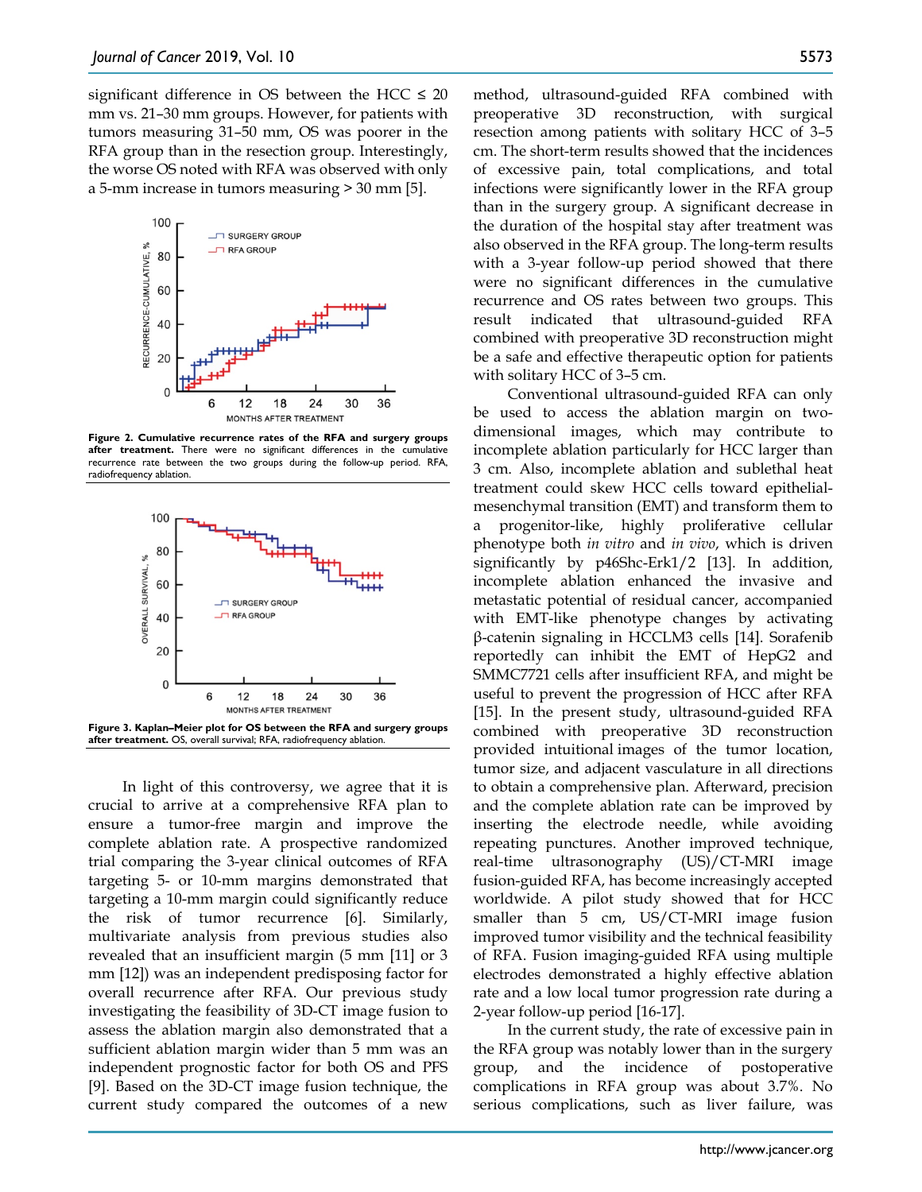significant difference in OS between the HCC ≤ 20 mm vs. 21–30 mm groups. However, for patients with tumors measuring 31–50 mm, OS was poorer in the RFA group than in the resection group. Interestingly, the worse OS noted with RFA was observed with only a 5-mm increase in tumors measuring > 30 mm [5].

**Figure 2. Cumulative recurrence rates of the RFA and surgery groups after treatment.** There were no significant differences in the cumulative recurrence rate between the two groups during the follow-up period. RFA, radiofrequency ablation.

**Figure 3. Kaplan–Meier plot for OS between the RFA and surgery groups after treatment.** OS, overall survival; RFA, radiofrequency ablation.

In light of this controversy, we agree that it is crucial to arrive at a comprehensive RFA plan to ensure a tumor-free margin and improve the complete ablation rate. A prospective randomized trial comparing the 3-year clinical outcomes of RFA targeting 5- or 10-mm margins demonstrated that targeting a 10-mm margin could significantly reduce the risk of tumor recurrence [6]. Similarly, multivariate analysis from previous studies also revealed that an insufficient margin (5 mm [11] or 3 mm [12]) was an independent predisposing factor for overall recurrence after RFA. Our previous study investigating the feasibility of 3D-CT image fusion to assess the ablation margin also demonstrated that a sufficient ablation margin wider than 5 mm was an independent prognostic factor for both OS and PFS [9]. Based on the 3D-CT image fusion technique, the current study compared the outcomes of a new method, ultrasound-guided RFA combined with preoperative 3D reconstruction, with surgical resection among patients with solitary HCC of 3–5 cm. The short-term results showed that the incidences of excessive pain, total complications, and total infections were significantly lower in the RFA group than in the surgery group. A significant decrease in the duration of the hospital stay after treatment was also observed in the RFA group. The long-term results with a 3-year follow-up period showed that there were no significant differences in the cumulative recurrence and OS rates between two groups. This result indicated that ultrasound-guided RFA combined with preoperative 3D reconstruction might be a safe and effective therapeutic option for patients with solitary HCC of 3–5 cm.

Conventional ultrasound-guided RFA can only be used to access the ablation margin on two-dimensional images, which may contribute to incomplete ablation particularly for HCC larger than 3 cm. Also, incomplete ablation and sublethal heat treatment could skew HCC cells toward epithelial-mesenchymal transition (EMT) and transform them to a progenitor-like, highly proliferative cellular phenotype both *in vitro* and *in vivo*, which is driven significantly by p46Shc-Erk1/2 [13]. In addition, incomplete ablation enhanced the invasive and metastatic potential of residual cancer, accompanied with EMT-like phenotype changes by activating β-catenin signaling in HCCLM3 cells [14]. Sorafenib reportedly can inhibit the EMT of HepG2 and SMMC7721 cells after insufficient RFA, and might be useful to prevent the progression of HCC after RFA [15]. In the present study, ultrasound-guided RFA combined with preoperative 3D reconstruction provided intuitional images of the tumor location, tumor size, and adjacent vasculature in all directions to obtain a comprehensive plan. Afterward, precision and the complete ablation rate can be improved by inserting the electrode needle, while avoiding repeating punctures. Another improved technique, real-time ultrasonography (US)/CT-MRI image fusion-guided RFA, has become increasingly accepted worldwide. A pilot study showed that for HCC smaller than 5 cm, US/CT-MRI image fusion improved tumor visibility and the technical feasibility of RFA. Fusion imaging-guided RFA using multiple electrodes demonstrated a highly effective ablation rate and a low local tumor progression rate during a 2-year follow-up period [16-17].

In the current study, the rate of excessive pain in the RFA group was notably lower than in the surgery group, and the incidence of postoperative complications in RFA group was about 3.7%. No serious complications, such as liver failure, was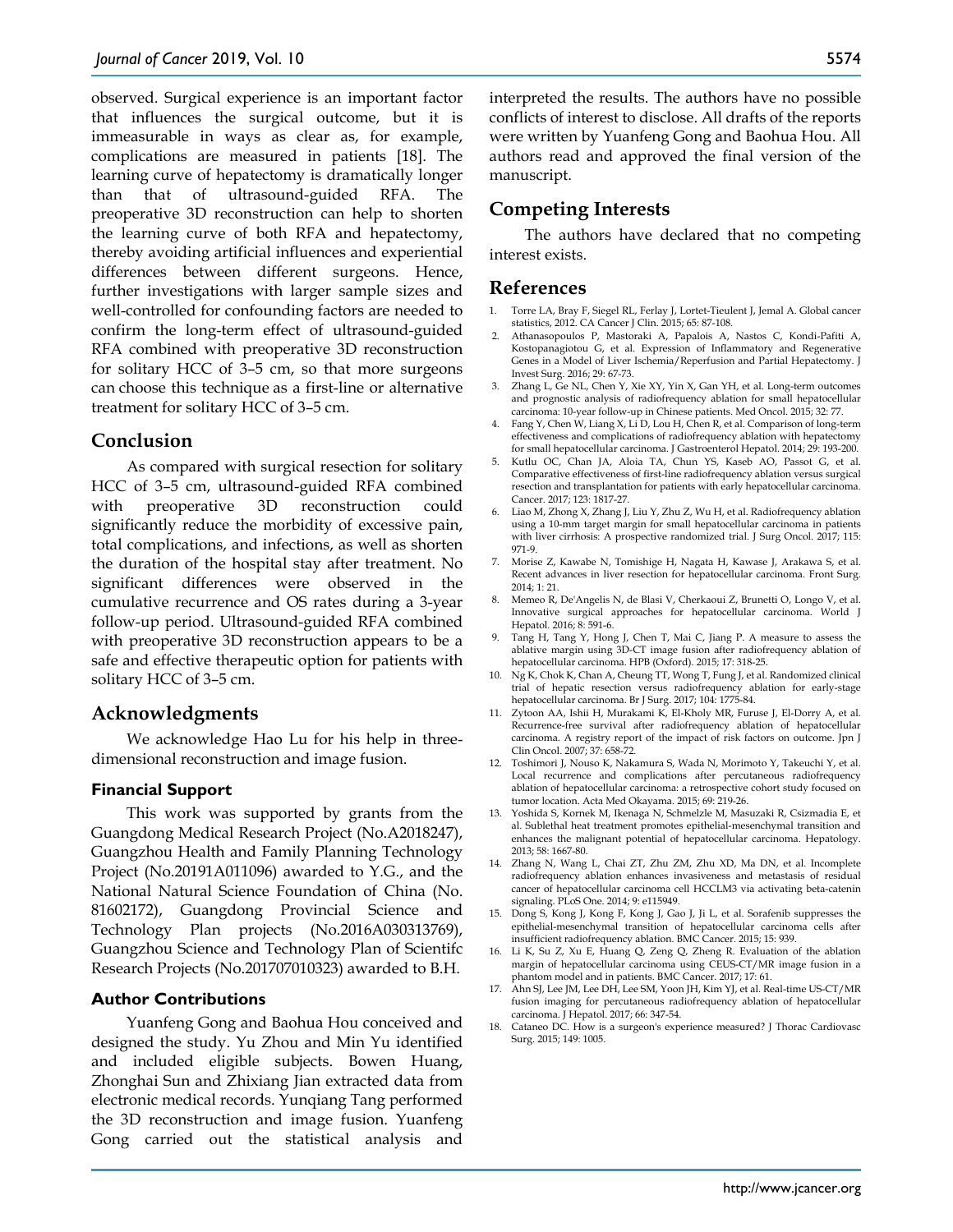observed. Surgical experience is an important factor that influences the surgical outcome, but it is immeasurable in ways as clear as, for example, complications are measured in patients [18]. The learning curve of hepatectomy is dramatically longer than that of ultrasound-guided RFA. The preoperative 3D reconstruction can help to shorten the learning curve of both RFA and hepatectomy, thereby avoiding artificial influences and experiential differences between different surgeons. Hence, further investigations with larger sample sizes and well-controlled for confounding factors are needed to confirm the long-term effect of ultrasound-guided RFA combined with preoperative 3D reconstruction for solitary HCC of 3–5 cm, so that more surgeons can choose this technique as a first-line or alternative treatment for solitary HCC of 3–5 cm.

## Conclusion

As compared with surgical resection for solitary HCC of 3–5 cm, ultrasound-guided RFA combined with preoperative 3D reconstruction could significantly reduce the morbidity of excessive pain, total complications, and infections, as well as shorten the duration of the hospital stay after treatment. No significant differences were observed in the cumulative recurrence and OS rates during a 3-year follow-up period. Ultrasound-guided RFA combined with preoperative 3D reconstruction appears to be a safe and effective therapeutic option for patients with solitary HCC of 3–5 cm.

## Acknowledgments

We acknowledge Hao Lu for his help in three-dimensional reconstruction and image fusion.

### Financial Support

This work was supported by grants from the Guangdong Medical Research Project (No.A2018247), Guangzhou Health and Family Planning Technology Project (No.20191A011096) awarded to Y.G., and the National Natural Science Foundation of China (No. 81602172), Guangdong Provincial Science and Technology Plan projects (No.2016A030313769), Guangzhou Science and Technology Plan of Scientifc Research Projects (No.201707010323) awarded to B.H.

### Author Contributions

Yuanfeng Gong and Baohua Hou conceived and designed the study. Yu Zhou and Min Yu identified and included eligible subjects. Bowen Huang, Zhonghai Sun and Zhixiang Jian extracted data from electronic medical records. Yunqiang Tang performed the 3D reconstruction and image fusion. Yuanfeng Gong carried out the statistical analysis and interpreted the results. The authors have no possible conflicts of interest to disclose. All drafts of the reports were written by Yuanfeng Gong and Baohua Hou. All authors read and approved the final version of the manuscript.

## Competing Interests

The authors have declared that no competing interest exists.

## References

1. Torre LA, Bray F, Siegel RL, Ferlay J, Lortet-Tieulent J, Jemal A. Global cancer statistics, 2012. CA Cancer J Clin. 2015; 65: 87-108.
2. Athanasopoulos P, Mastoraki A, Papalois A, Nastos C, Kondi-Pafiti A, Kostopanagiotou G, et al. Expression of Inflammatory and Regenerative Genes in a Model of Liver Ischemia/Reperfusion and Partial Hepatectomy. J Invest Surg. 2016; 29: 67-73.
3. Zhang L, Ge NL, Chen Y, Xie XY, Yin X, Gan YH, et al. Long-term outcomes and prognostic analysis of radiofrequency ablation for small hepatocellular carcinoma: 10-year follow-up in Chinese patients. Med Oncol. 2015; 32: 77.
4. Fang Y, Chen W, Liang X, Li D, Lou H, Chen R, et al. Comparison of long-term effectiveness and complications of radiofrequency ablation with hepatectomy for small hepatocellular carcinoma. J Gastroenterol Hepatol. 2014; 29: 193-200.
5. Kutlu OC, Chan JA, Aloia TA, Chun YS, Kaseb AO, Passot G, et al. Comparative effectiveness of first-line radiofrequency ablation versus surgical resection and transplantation for patients with early hepatocellular carcinoma. Cancer. 2017; 123: 1817-27.
6. Liao M, Zhong X, Zhang J, Liu Y, Zhu Z, Wu H, et al. Radiofrequency ablation using a 10-mm target margin for small hepatocellular carcinoma in patients with liver cirrhosis: A prospective randomized trial. J Surg Oncol. 2017; 115: 971-9.
7. Morise Z, Kawabe N, Tomishige H, Nagata H, Kawase J, Arakawa S, et al. Recent advances in liver resection for hepatocellular carcinoma. Front Surg. 2014; 1: 21.
8. Memeo R, De'Angelis N, de Blasi V, Cherkaoui Z, Brunetti O, Longo V, et al. Innovative surgical approaches for hepatocellular carcinoma. World J Hepatol. 2016; 8: 591-6.
9. Tang H, Tang Y, Hong J, Chen T, Mai C, Jiang P. A measure to assess the ablative margin using 3D-CT image fusion after radiofrequency ablation of hepatocellular carcinoma. HPB (Oxford). 2015; 17: 318-25.
10. Ng K, Chok K, Chan A, Cheung TT, Wong T, Fung J, et al. Randomized clinical trial of hepatic resection versus radiofrequency ablation for early-stage hepatocellular carcinoma. Br J Surg. 2017; 104: 1775-84.
11. Zytoon AA, Ishii H, Murakami K, El-Kholy MR, Furuse J, El-Dorry A, et al. Recurrence-free survival after radiofrequency ablation of hepatocellular carcinoma. A registry report of the impact of risk factors on outcome. Jpn J Clin Oncol. 2007; 37: 658-72.
12. Toshimori J, Nouso K, Nakamura S, Wada N, Morimoto Y, Takeuchi Y, et al. Local recurrence and complications after percutaneous radiofrequency ablation of hepatocellular carcinoma: a retrospective cohort study focused on tumor location. Acta Med Okayama. 2015; 69: 219-26.
13. Yoshida S, Kornek M, Ikenaga N, Schmelzle M, Masuzaki R, Csizmadia E, et al. Sublethal heat treatment promotes epithelial-mesenchymal transition and enhances the malignant potential of hepatocellular carcinoma. Hepatology. 2013; 58: 1667-80.
14. Zhang N, Wang L, Chai ZT, Zhu ZM, Zhu XD, Ma DN, et al. Incomplete radiofrequency ablation enhances invasiveness and metastasis of residual cancer of hepatocellular carcinoma cell HCCLM3 via activating beta-catenin signaling. PLoS One. 2014; 9: e115949.
15. Dong S, Kong J, Kong F, Kong J, Gao J, Ji L, et al. Sorafenib suppresses the epithelial-mesenchymal transition of hepatocellular carcinoma cells after insufficient radiofrequency ablation. BMC Cancer. 2015; 15: 939.
16. Li K, Su Z, Xu E, Huang Q, Zeng Q, Zheng R. Evaluation of the ablation margin of hepatocellular carcinoma using CEUS-CT/MR image fusion in a phantom model and in patients. BMC Cancer. 2017; 17: 61.
17. Ahn SJ, Lee JM, Lee DH, Lee SM, Yoon JH, Kim YJ, et al. Real-time US-CT/MR fusion imaging for percutaneous radiofrequency ablation of hepatocellular carcinoma. J Hepatol. 2017; 66: 347-54.
18. Cataneo DC. How is a surgeon's experience measured? J Thorac Cardiovasc Surg. 2015; 149: 1005.